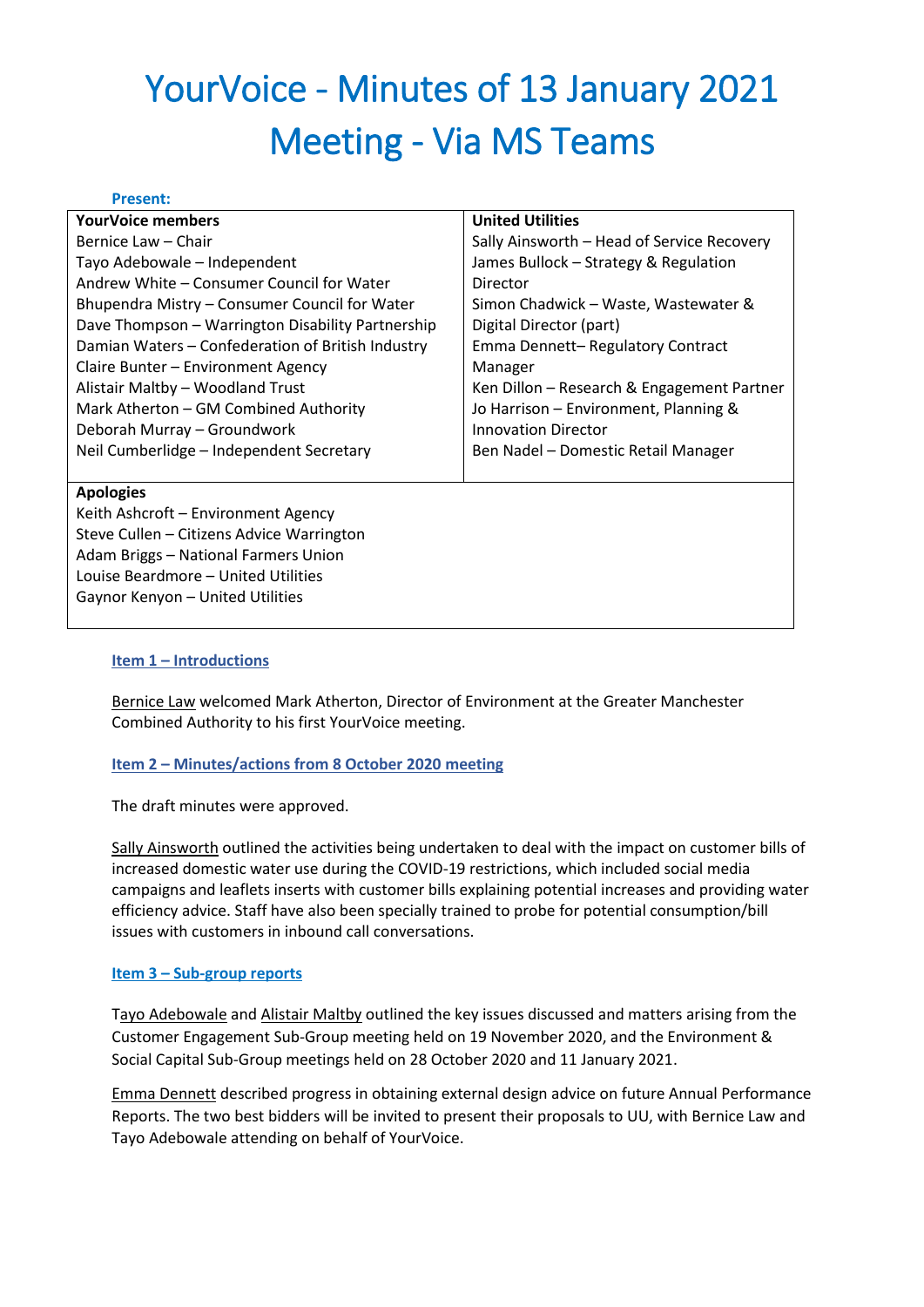# YourVoice - Minutes of 13 January 2021 Meeting - Via MS Teams

**Present:**

| **YourVoice members** | **United Utilities** |
|---|---|
| Bernice Law – Chair | Sally Ainsworth – Head of Service Recovery |
| Tayo Adebowale – Independent | James Bullock – Strategy & Regulation Director |
| Andrew White – Consumer Council for Water | Simon Chadwick – Waste, Wastewater & Digital Director (part) |
| Bhupendra Mistry – Consumer Council for Water | Emma Dennett– Regulatory Contract Manager |
| Dave Thompson – Warrington Disability Partnership | Ken Dillon – Research & Engagement Partner |
| Damian Waters – Confederation of British Industry | Jo Harrison – Environment, Planning & Innovation Director |
| Claire Bunter – Environment Agency | Ben Nadel – Domestic Retail Manager |
| Alistair Maltby – Woodland Trust | |
| Mark Atherton – GM Combined Authority | |
| Deborah Murray – Groundwork | |
| Neil Cumberlidge – Independent Secretary | |
| **Apologies** | |
| Keith Ashcroft – Environment Agency | |
| Steve Cullen – Citizens Advice Warrington | |
| Adam Briggs – National Farmers Union | |
| Louise Beardmore – United Utilities | |
| Gaynor Kenyon – United Utilities | |

### Item 1 – Introductions

Bernice Law welcomed Mark Atherton, Director of Environment at the Greater Manchester Combined Authority to his first YourVoice meeting.

### Item 2 – Minutes/actions from 8 October 2020 meeting

The draft minutes were approved.

Sally Ainsworth outlined the activities being undertaken to deal with the impact on customer bills of increased domestic water use during the COVID-19 restrictions, which included social media campaigns and leaflets inserts with customer bills explaining potential increases and providing water efficiency advice. Staff have also been specially trained to probe for potential consumption/bill issues with customers in inbound call conversations.

### Item 3 – Sub-group reports

Tayo Adebowale and Alistair Maltby outlined the key issues discussed and matters arising from the Customer Engagement Sub-Group meeting held on 19 November 2020, and the Environment & Social Capital Sub-Group meetings held on 28 October 2020 and 11 January 2021.

Emma Dennett described progress in obtaining external design advice on future Annual Performance Reports. The two best bidders will be invited to present their proposals to UU, with Bernice Law and Tayo Adebowale attending on behalf of YourVoice.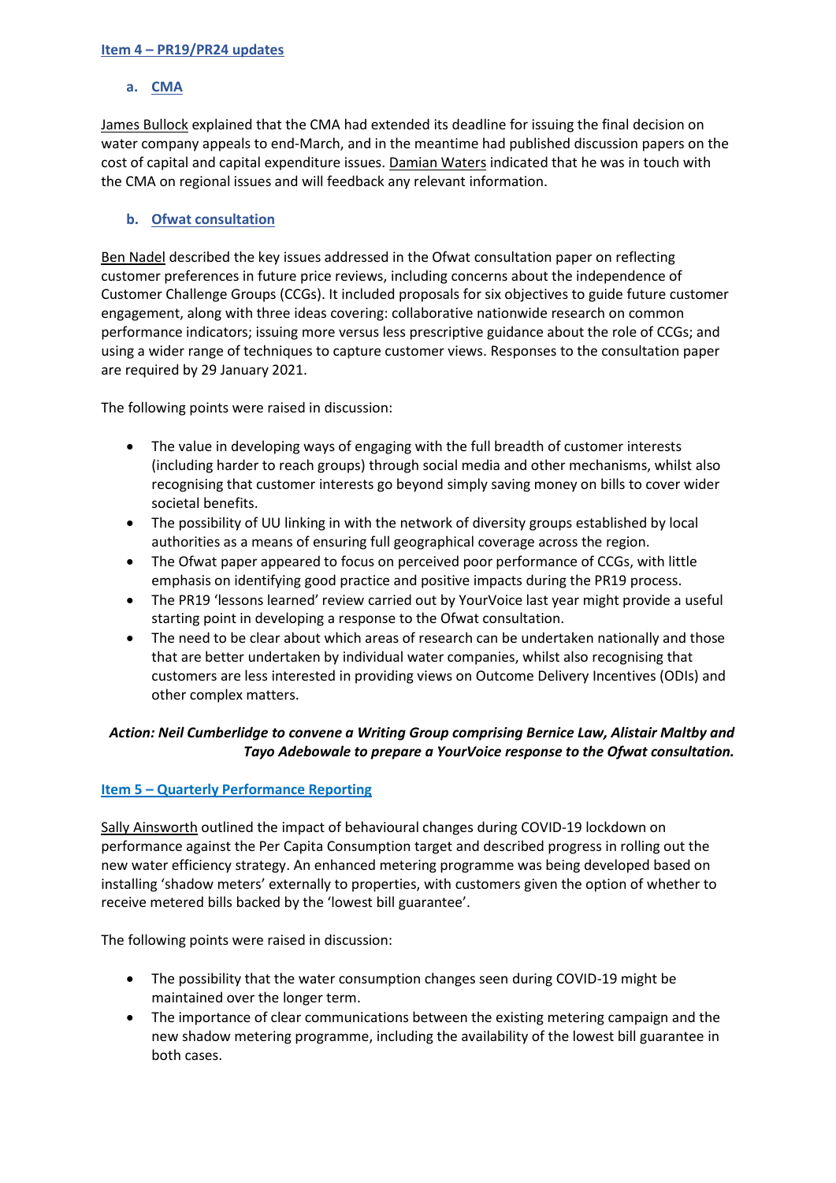## Item 4 – PR19/PR24 updates

### a. CMA

James Bullock explained that the CMA had extended its deadline for issuing the final decision on water company appeals to end-March, and in the meantime had published discussion papers on the cost of capital and capital expenditure issues. Damian Waters indicated that he was in touch with the CMA on regional issues and will feedback any relevant information.

### b. Ofwat consultation

Ben Nadel described the key issues addressed in the Ofwat consultation paper on reflecting customer preferences in future price reviews, including concerns about the independence of Customer Challenge Groups (CCGs). It included proposals for six objectives to guide future customer engagement, along with three ideas covering: collaborative nationwide research on common performance indicators; issuing more versus less prescriptive guidance about the role of CCGs; and using a wider range of techniques to capture customer views. Responses to the consultation paper are required by 29 January 2021.

The following points were raised in discussion:

- The value in developing ways of engaging with the full breadth of customer interests (including harder to reach groups) through social media and other mechanisms, whilst also recognising that customer interests go beyond simply saving money on bills to cover wider societal benefits.
- The possibility of UU linking in with the network of diversity groups established by local authorities as a means of ensuring full geographical coverage across the region.
- The Ofwat paper appeared to focus on perceived poor performance of CCGs, with little emphasis on identifying good practice and positive impacts during the PR19 process.
- The PR19 'lessons learned' review carried out by YourVoice last year might provide a useful starting point in developing a response to the Ofwat consultation.
- The need to be clear about which areas of research can be undertaken nationally and those that are better undertaken by individual water companies, whilst also recognising that customers are less interested in providing views on Outcome Delivery Incentives (ODIs) and other complex matters.

***Action: Neil Cumberlidge to convene a Writing Group comprising Bernice Law, Alistair Maltby and Tayo Adebowale to prepare a YourVoice response to the Ofwat consultation.***

## Item 5 – Quarterly Performance Reporting

Sally Ainsworth outlined the impact of behavioural changes during COVID-19 lockdown on performance against the Per Capita Consumption target and described progress in rolling out the new water efficiency strategy. An enhanced metering programme was being developed based on installing 'shadow meters' externally to properties, with customers given the option of whether to receive metered bills backed by the 'lowest bill guarantee'.

The following points were raised in discussion:

- The possibility that the water consumption changes seen during COVID-19 might be maintained over the longer term.
- The importance of clear communications between the existing metering campaign and the new shadow metering programme, including the availability of the lowest bill guarantee in both cases.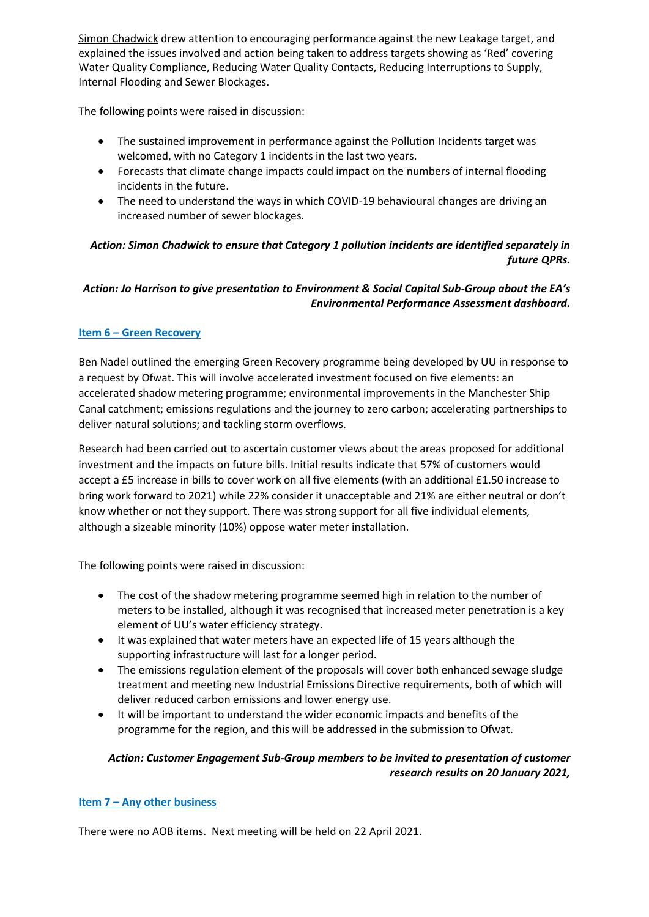Simon Chadwick drew attention to encouraging performance against the new Leakage target, and explained the issues involved and action being taken to address targets showing as 'Red' covering Water Quality Compliance, Reducing Water Quality Contacts, Reducing Interruptions to Supply, Internal Flooding and Sewer Blockages.

The following points were raised in discussion:

- The sustained improvement in performance against the Pollution Incidents target was welcomed, with no Category 1 incidents in the last two years.
- Forecasts that climate change impacts could impact on the numbers of internal flooding incidents in the future.
- The need to understand the ways in which COVID-19 behavioural changes are driving an increased number of sewer blockages.

***Action: Simon Chadwick to ensure that Category 1 pollution incidents are identified separately in future QPRs.***

***Action: Jo Harrison to give presentation to Environment & Social Capital Sub-Group about the EA's Environmental Performance Assessment dashboard.***

## Item 6 – Green Recovery

Ben Nadel outlined the emerging Green Recovery programme being developed by UU in response to a request by Ofwat. This will involve accelerated investment focused on five elements: an accelerated shadow metering programme; environmental improvements in the Manchester Ship Canal catchment; emissions regulations and the journey to zero carbon; accelerating partnerships to deliver natural solutions; and tackling storm overflows.

Research had been carried out to ascertain customer views about the areas proposed for additional investment and the impacts on future bills. Initial results indicate that 57% of customers would accept a £5 increase in bills to cover work on all five elements (with an additional £1.50 increase to bring work forward to 2021) while 22% consider it unacceptable and 21% are either neutral or don't know whether or not they support. There was strong support for all five individual elements, although a sizeable minority (10%) oppose water meter installation.

The following points were raised in discussion:

- The cost of the shadow metering programme seemed high in relation to the number of meters to be installed, although it was recognised that increased meter penetration is a key element of UU's water efficiency strategy.
- It was explained that water meters have an expected life of 15 years although the supporting infrastructure will last for a longer period.
- The emissions regulation element of the proposals will cover both enhanced sewage sludge treatment and meeting new Industrial Emissions Directive requirements, both of which will deliver reduced carbon emissions and lower energy use.
- It will be important to understand the wider economic impacts and benefits of the programme for the region, and this will be addressed in the submission to Ofwat.

***Action: Customer Engagement Sub-Group members to be invited to presentation of customer research results on 20 January 2021,***

## Item 7 – Any other business

There were no AOB items. Next meeting will be held on 22 April 2021.